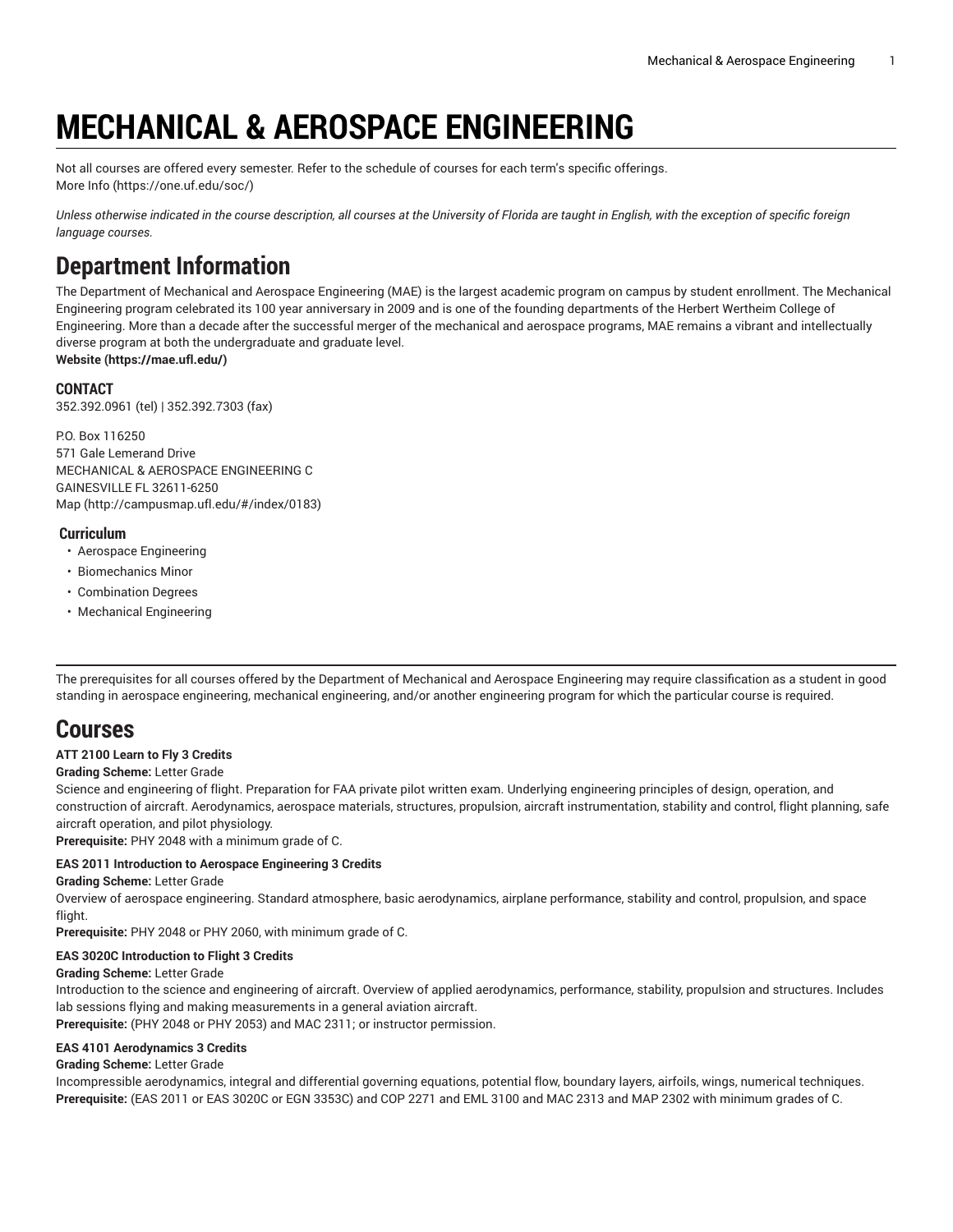# MECHANICAL & AEROSPACE ENGINEERING

Not all courses are offered every semester. Refer to the schedule of courses for each term's specific offerings. More Info (https://one.uf.edu/soc/)

*Unless otherwise indicated in the course description, all courses at the University of Florida are taught in English, with the exception of specific foreign language courses.*

## Department Information

The Department of Mechanical and Aerospace Engineering (MAE) is the largest academic program on campus by student enrollment. The Mechanical Engineering program celebrated its 100 year anniversary in 2009 and is one of the founding departments of the Herbert Wertheim College of Engineering. More than a decade after the successful merger of the mechanical and aerospace programs, MAE remains a vibrant and intellectually diverse program at both the undergraduate and graduate level.
**Website (https://mae.ufl.edu/)**

### CONTACT

352.392.0961 (tel) | 352.392.7303 (fax)

P.O. Box 116250
571 Gale Lemerand Drive
MECHANICAL & AEROSPACE ENGINEERING C
GAINESVILLE FL 32611-6250
Map (http://campusmap.ufl.edu/#/index/0183)

### Curriculum

- Aerospace Engineering
- Biomechanics Minor
- Combination Degrees
- Mechanical Engineering

The prerequisites for all courses offered by the Department of Mechanical and Aerospace Engineering may require classification as a student in good standing in aerospace engineering, mechanical engineering, and/or another engineering program for which the particular course is required.

## Courses

**ATT 2100 Learn to Fly 3 Credits**

**Grading Scheme:** Letter Grade

Science and engineering of flight. Preparation for FAA private pilot written exam. Underlying engineering principles of design, operation, and construction of aircraft. Aerodynamics, aerospace materials, structures, propulsion, aircraft instrumentation, stability and control, flight planning, safe aircraft operation, and pilot physiology.

**Prerequisite:** PHY 2048 with a minimum grade of C.

**EAS 2011 Introduction to Aerospace Engineering 3 Credits**

**Grading Scheme:** Letter Grade

Overview of aerospace engineering. Standard atmosphere, basic aerodynamics, airplane performance, stability and control, propulsion, and space flight.

**Prerequisite:** PHY 2048 or PHY 2060, with minimum grade of C.

**EAS 3020C Introduction to Flight 3 Credits**

**Grading Scheme:** Letter Grade

Introduction to the science and engineering of aircraft. Overview of applied aerodynamics, performance, stability, propulsion and structures. Includes lab sessions flying and making measurements in a general aviation aircraft.

**Prerequisite:** (PHY 2048 or PHY 2053) and MAC 2311; or instructor permission.

**EAS 4101 Aerodynamics 3 Credits**

**Grading Scheme:** Letter Grade

Incompressible aerodynamics, integral and differential governing equations, potential flow, boundary layers, airfoils, wings, numerical techniques.

**Prerequisite:** (EAS 2011 or EAS 3020C or EGN 3353C) and COP 2271 and EML 3100 and MAC 2313 and MAP 2302 with minimum grades of C.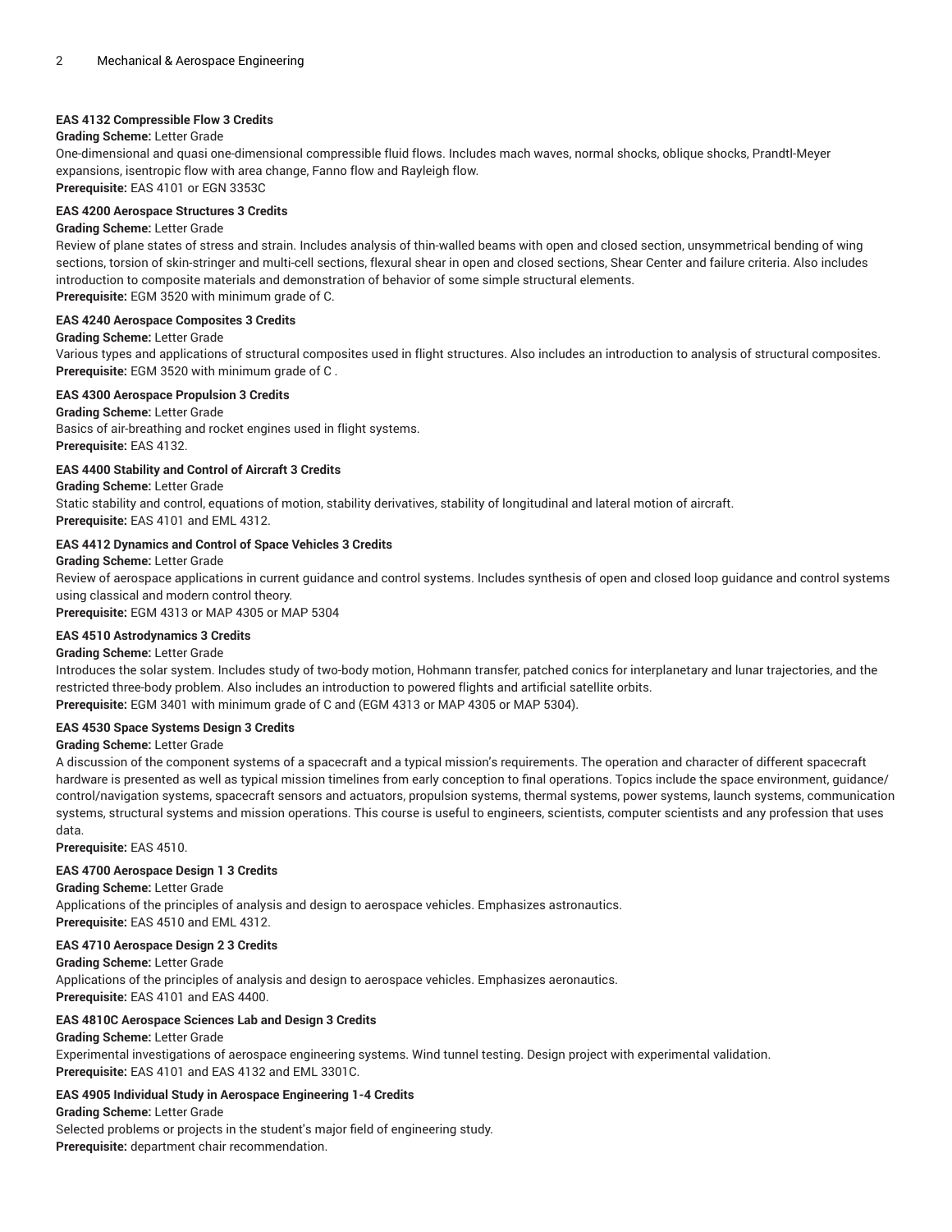**EAS 4132 Compressible Flow 3 Credits**

**Grading Scheme:** Letter Grade

One-dimensional and quasi one-dimensional compressible fluid flows. Includes mach waves, normal shocks, oblique shocks, Prandtl-Meyer expansions, isentropic flow with area change, Fanno flow and Rayleigh flow.

**Prerequisite:** EAS 4101 or EGN 3353C

**EAS 4200 Aerospace Structures 3 Credits**

**Grading Scheme:** Letter Grade

Review of plane states of stress and strain. Includes analysis of thin-walled beams with open and closed section, unsymmetrical bending of wing sections, torsion of skin-stringer and multi-cell sections, flexural shear in open and closed sections, Shear Center and failure criteria. Also includes introduction to composite materials and demonstration of behavior of some simple structural elements.

**Prerequisite:** EGM 3520 with minimum grade of C.

**EAS 4240 Aerospace Composites 3 Credits**

**Grading Scheme:** Letter Grade

Various types and applications of structural composites used in flight structures. Also includes an introduction to analysis of structural composites.

**Prerequisite:** EGM 3520 with minimum grade of C .

**EAS 4300 Aerospace Propulsion 3 Credits**

**Grading Scheme:** Letter Grade

Basics of air-breathing and rocket engines used in flight systems.

**Prerequisite:** EAS 4132.

**EAS 4400 Stability and Control of Aircraft 3 Credits**

**Grading Scheme:** Letter Grade

Static stability and control, equations of motion, stability derivatives, stability of longitudinal and lateral motion of aircraft.

**Prerequisite:** EAS 4101 and EML 4312.

**EAS 4412 Dynamics and Control of Space Vehicles 3 Credits**

**Grading Scheme:** Letter Grade

Review of aerospace applications in current guidance and control systems. Includes synthesis of open and closed loop guidance and control systems using classical and modern control theory.

**Prerequisite:** EGM 4313 or MAP 4305 or MAP 5304

**EAS 4510 Astrodynamics 3 Credits**

**Grading Scheme:** Letter Grade

Introduces the solar system. Includes study of two-body motion, Hohmann transfer, patched conics for interplanetary and lunar trajectories, and the restricted three-body problem. Also includes an introduction to powered flights and artificial satellite orbits.

**Prerequisite:** EGM 3401 with minimum grade of C and (EGM 4313 or MAP 4305 or MAP 5304).

**EAS 4530 Space Systems Design 3 Credits**

**Grading Scheme:** Letter Grade

A discussion of the component systems of a spacecraft and a typical mission's requirements. The operation and character of different spacecraft hardware is presented as well as typical mission timelines from early conception to final operations. Topics include the space environment, guidance/control/navigation systems, spacecraft sensors and actuators, propulsion systems, thermal systems, power systems, launch systems, communication systems, structural systems and mission operations. This course is useful to engineers, scientists, computer scientists and any profession that uses data.

**Prerequisite:** EAS 4510.

**EAS 4700 Aerospace Design 1 3 Credits**

**Grading Scheme:** Letter Grade

Applications of the principles of analysis and design to aerospace vehicles. Emphasizes astronautics.

**Prerequisite:** EAS 4510 and EML 4312.

**EAS 4710 Aerospace Design 2 3 Credits**

**Grading Scheme:** Letter Grade

Applications of the principles of analysis and design to aerospace vehicles. Emphasizes aeronautics.

**Prerequisite:** EAS 4101 and EAS 4400.

**EAS 4810C Aerospace Sciences Lab and Design 3 Credits**

**Grading Scheme:** Letter Grade

Experimental investigations of aerospace engineering systems. Wind tunnel testing. Design project with experimental validation.

**Prerequisite:** EAS 4101 and EAS 4132 and EML 3301C.

**EAS 4905 Individual Study in Aerospace Engineering 1-4 Credits**

**Grading Scheme:** Letter Grade

Selected problems or projects in the student's major field of engineering study.

**Prerequisite:** department chair recommendation.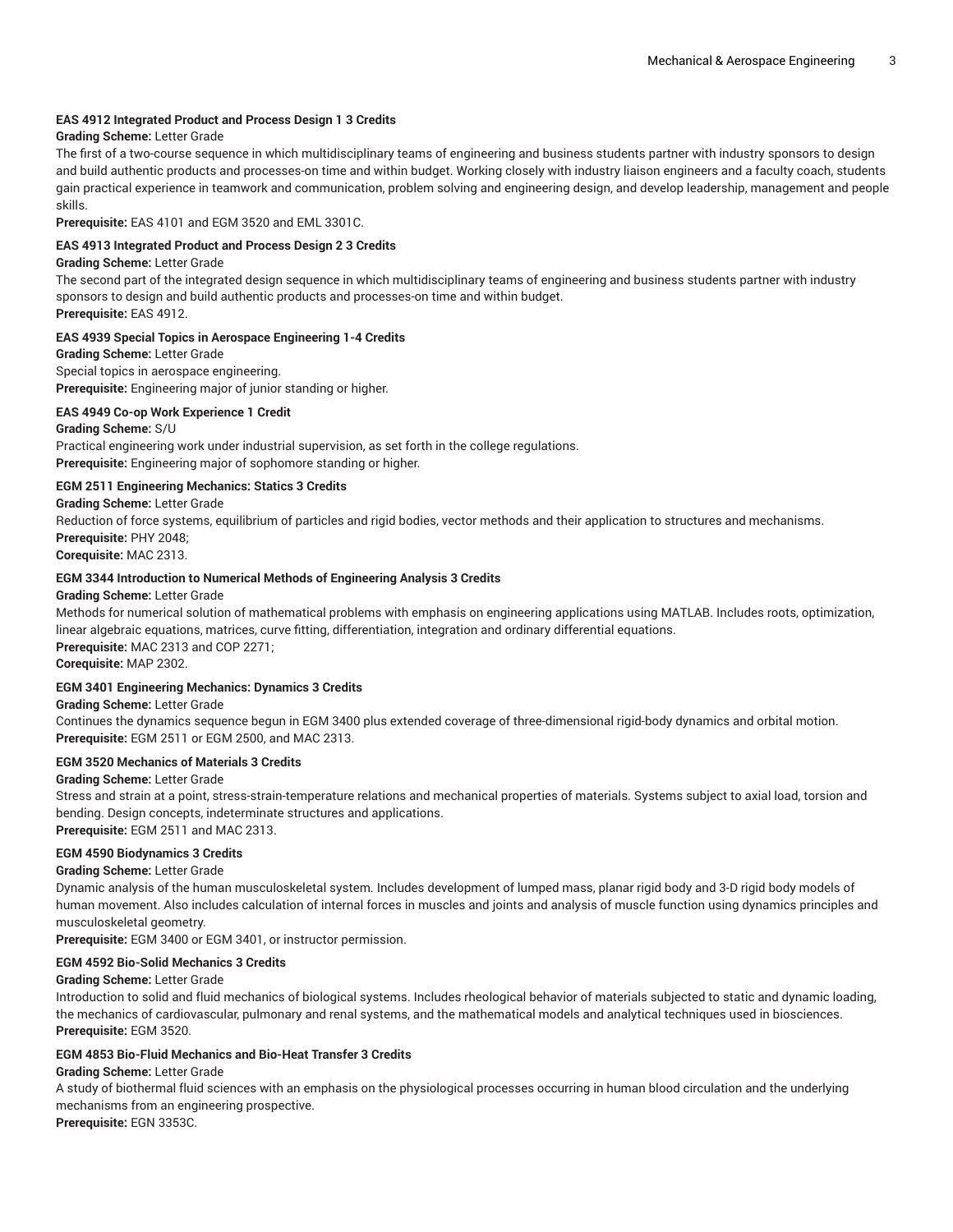**EAS 4912 Integrated Product and Process Design 1 3 Credits**

**Grading Scheme:** Letter Grade

The first of a two-course sequence in which multidisciplinary teams of engineering and business students partner with industry sponsors to design and build authentic products and processes-on time and within budget. Working closely with industry liaison engineers and a faculty coach, students gain practical experience in teamwork and communication, problem solving and engineering design, and develop leadership, management and people skills.

**Prerequisite:** EAS 4101 and EGM 3520 and EML 3301C.

**EAS 4913 Integrated Product and Process Design 2 3 Credits**

**Grading Scheme:** Letter Grade

The second part of the integrated design sequence in which multidisciplinary teams of engineering and business students partner with industry sponsors to design and build authentic products and processes-on time and within budget.

**Prerequisite:** EAS 4912.

**EAS 4939 Special Topics in Aerospace Engineering 1-4 Credits**

**Grading Scheme:** Letter Grade

Special topics in aerospace engineering.

**Prerequisite:** Engineering major of junior standing or higher.

**EAS 4949 Co-op Work Experience 1 Credit**

**Grading Scheme:** S/U

Practical engineering work under industrial supervision, as set forth in the college regulations.

**Prerequisite:** Engineering major of sophomore standing or higher.

**EGM 2511 Engineering Mechanics: Statics 3 Credits**

**Grading Scheme:** Letter Grade

Reduction of force systems, equilibrium of particles and rigid bodies, vector methods and their application to structures and mechanisms.

**Prerequisite:** PHY 2048;

**Corequisite:** MAC 2313.

**EGM 3344 Introduction to Numerical Methods of Engineering Analysis 3 Credits**

**Grading Scheme:** Letter Grade

Methods for numerical solution of mathematical problems with emphasis on engineering applications using MATLAB. Includes roots, optimization, linear algebraic equations, matrices, curve fitting, differentiation, integration and ordinary differential equations.

**Prerequisite:** MAC 2313 and COP 2271;

**Corequisite:** MAP 2302.

**EGM 3401 Engineering Mechanics: Dynamics 3 Credits**

**Grading Scheme:** Letter Grade

Continues the dynamics sequence begun in EGM 3400 plus extended coverage of three-dimensional rigid-body dynamics and orbital motion.

**Prerequisite:** EGM 2511 or EGM 2500, and MAC 2313.

**EGM 3520 Mechanics of Materials 3 Credits**

**Grading Scheme:** Letter Grade

Stress and strain at a point, stress-strain-temperature relations and mechanical properties of materials. Systems subject to axial load, torsion and bending. Design concepts, indeterminate structures and applications.

**Prerequisite:** EGM 2511 and MAC 2313.

**EGM 4590 Biodynamics 3 Credits**

**Grading Scheme:** Letter Grade

Dynamic analysis of the human musculoskeletal system. Includes development of lumped mass, planar rigid body and 3-D rigid body models of human movement. Also includes calculation of internal forces in muscles and joints and analysis of muscle function using dynamics principles and musculoskeletal geometry.

**Prerequisite:** EGM 3400 or EGM 3401, or instructor permission.

**EGM 4592 Bio-Solid Mechanics 3 Credits**

**Grading Scheme:** Letter Grade

Introduction to solid and fluid mechanics of biological systems. Includes rheological behavior of materials subjected to static and dynamic loading, the mechanics of cardiovascular, pulmonary and renal systems, and the mathematical models and analytical techniques used in biosciences.

**Prerequisite:** EGM 3520.

**EGM 4853 Bio-Fluid Mechanics and Bio-Heat Transfer 3 Credits**

**Grading Scheme:** Letter Grade

A study of biothermal fluid sciences with an emphasis on the physiological processes occurring in human blood circulation and the underlying mechanisms from an engineering prospective.

**Prerequisite:** EGN 3353C.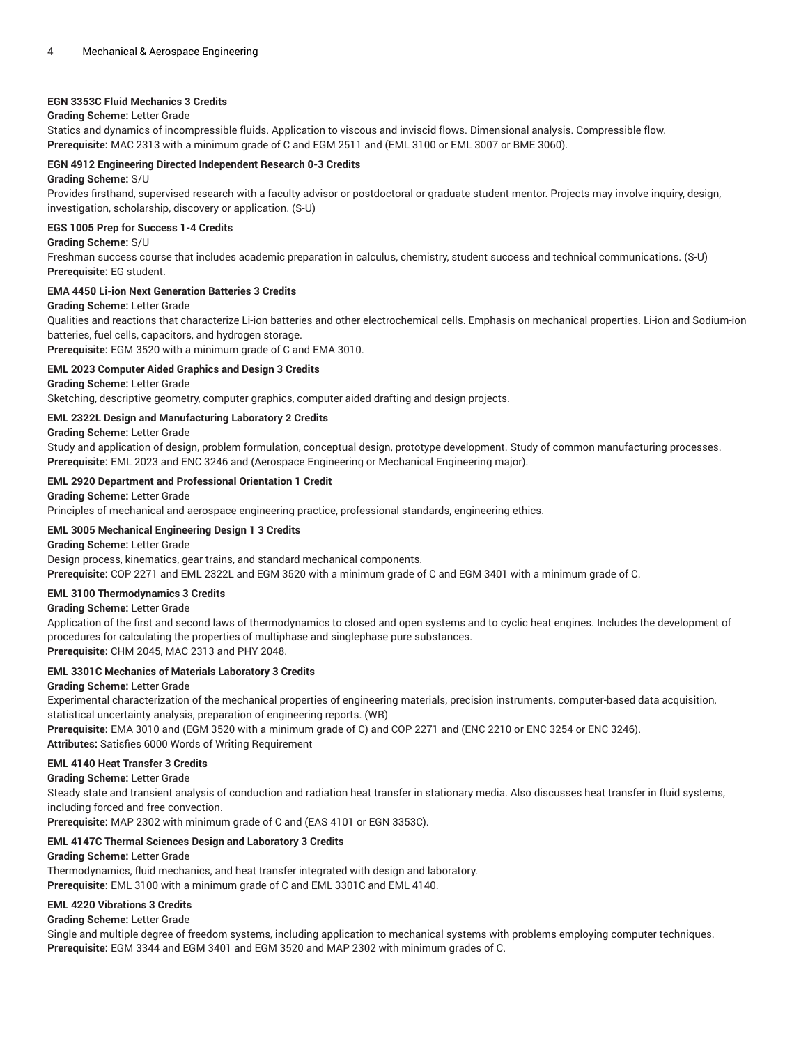**EGN 3353C Fluid Mechanics 3 Credits**

**Grading Scheme:** Letter Grade

Statics and dynamics of incompressible fluids. Application to viscous and inviscid flows. Dimensional analysis. Compressible flow.

**Prerequisite:** MAC 2313 with a minimum grade of C and EGM 2511 and (EML 3100 or EML 3007 or BME 3060).

**EGN 4912 Engineering Directed Independent Research 0-3 Credits**

**Grading Scheme:** S/U

Provides firsthand, supervised research with a faculty advisor or postdoctoral or graduate student mentor. Projects may involve inquiry, design, investigation, scholarship, discovery or application. (S-U)

**EGS 1005 Prep for Success 1-4 Credits**

**Grading Scheme:** S/U

Freshman success course that includes academic preparation in calculus, chemistry, student success and technical communications. (S-U)

**Prerequisite:** EG student.

**EMA 4450 Li-ion Next Generation Batteries 3 Credits**

**Grading Scheme:** Letter Grade

Qualities and reactions that characterize Li-ion batteries and other electrochemical cells. Emphasis on mechanical properties. Li-ion and Sodium-ion batteries, fuel cells, capacitors, and hydrogen storage.

**Prerequisite:** EGM 3520 with a minimum grade of C and EMA 3010.

**EML 2023 Computer Aided Graphics and Design 3 Credits**

**Grading Scheme:** Letter Grade

Sketching, descriptive geometry, computer graphics, computer aided drafting and design projects.

**EML 2322L Design and Manufacturing Laboratory 2 Credits**

**Grading Scheme:** Letter Grade

Study and application of design, problem formulation, conceptual design, prototype development. Study of common manufacturing processes.

**Prerequisite:** EML 2023 and ENC 3246 and (Aerospace Engineering or Mechanical Engineering major).

**EML 2920 Department and Professional Orientation 1 Credit**

**Grading Scheme:** Letter Grade

Principles of mechanical and aerospace engineering practice, professional standards, engineering ethics.

**EML 3005 Mechanical Engineering Design 1 3 Credits**

**Grading Scheme:** Letter Grade

Design process, kinematics, gear trains, and standard mechanical components.

**Prerequisite:** COP 2271 and EML 2322L and EGM 3520 with a minimum grade of C and EGM 3401 with a minimum grade of C.

**EML 3100 Thermodynamics 3 Credits**

**Grading Scheme:** Letter Grade

Application of the first and second laws of thermodynamics to closed and open systems and to cyclic heat engines. Includes the development of procedures for calculating the properties of multiphase and singlephase pure substances.

**Prerequisite:** CHM 2045, MAC 2313 and PHY 2048.

**EML 3301C Mechanics of Materials Laboratory 3 Credits**

**Grading Scheme:** Letter Grade

Experimental characterization of the mechanical properties of engineering materials, precision instruments, computer-based data acquisition, statistical uncertainty analysis, preparation of engineering reports. (WR)

**Prerequisite:** EMA 3010 and (EGM 3520 with a minimum grade of C) and COP 2271 and (ENC 2210 or ENC 3254 or ENC 3246).

**Attributes:** Satisfies 6000 Words of Writing Requirement

**EML 4140 Heat Transfer 3 Credits**

**Grading Scheme:** Letter Grade

Steady state and transient analysis of conduction and radiation heat transfer in stationary media. Also discusses heat transfer in fluid systems, including forced and free convection.

**Prerequisite:** MAP 2302 with minimum grade of C and (EAS 4101 or EGN 3353C).

**EML 4147C Thermal Sciences Design and Laboratory 3 Credits**

**Grading Scheme:** Letter Grade

Thermodynamics, fluid mechanics, and heat transfer integrated with design and laboratory.

**Prerequisite:** EML 3100 with a minimum grade of C and EML 3301C and EML 4140.

**EML 4220 Vibrations 3 Credits**

**Grading Scheme:** Letter Grade

Single and multiple degree of freedom systems, including application to mechanical systems with problems employing computer techniques.

**Prerequisite:** EGM 3344 and EGM 3401 and EGM 3520 and MAP 2302 with minimum grades of C.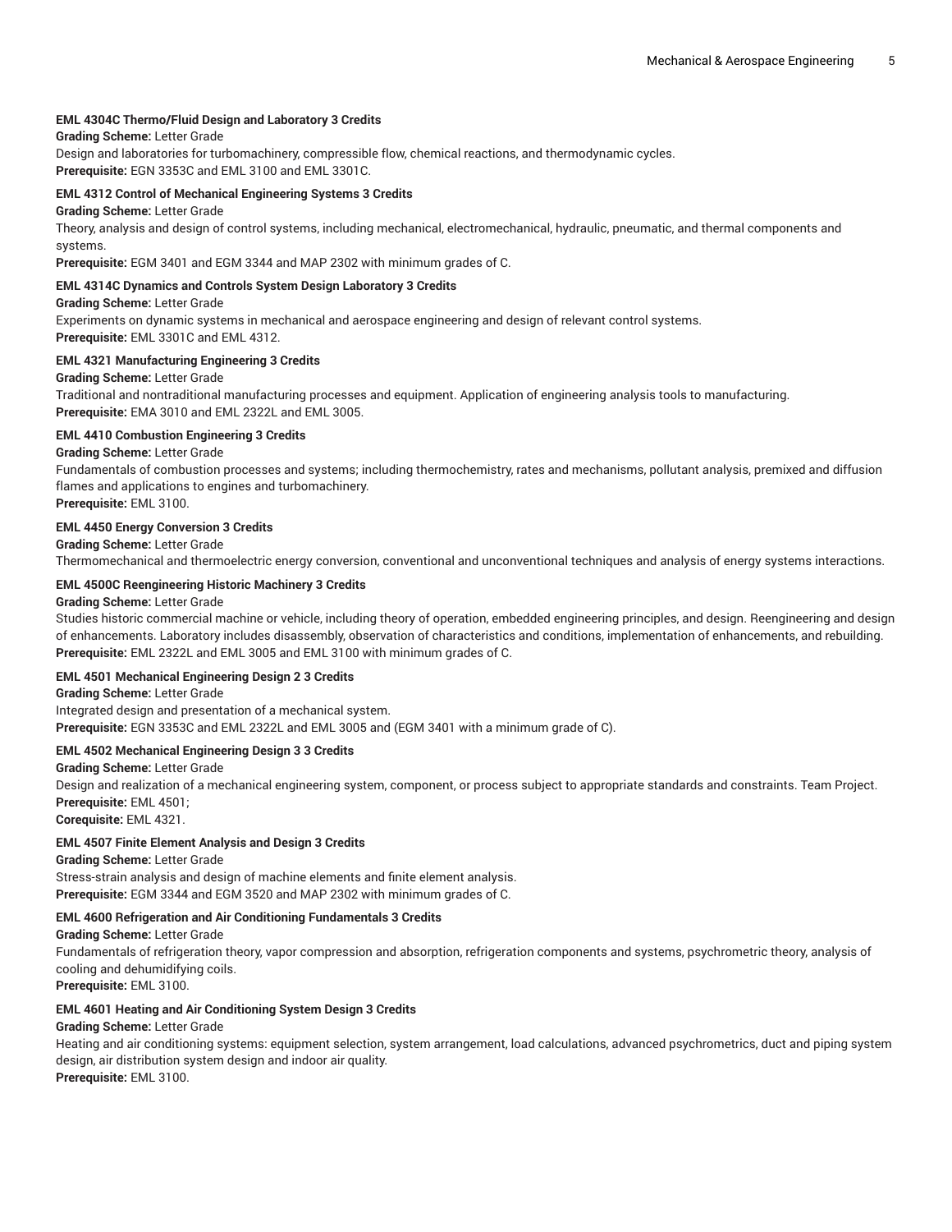**EML 4304C Thermo/Fluid Design and Laboratory 3 Credits**

**Grading Scheme:** Letter Grade

Design and laboratories for turbomachinery, compressible flow, chemical reactions, and thermodynamic cycles.

**Prerequisite:** EGN 3353C and EML 3100 and EML 3301C.

**EML 4312 Control of Mechanical Engineering Systems 3 Credits**

**Grading Scheme:** Letter Grade

Theory, analysis and design of control systems, including mechanical, electromechanical, hydraulic, pneumatic, and thermal components and systems.

**Prerequisite:** EGM 3401 and EGM 3344 and MAP 2302 with minimum grades of C.

**EML 4314C Dynamics and Controls System Design Laboratory 3 Credits**

**Grading Scheme:** Letter Grade

Experiments on dynamic systems in mechanical and aerospace engineering and design of relevant control systems.

**Prerequisite:** EML 3301C and EML 4312.

**EML 4321 Manufacturing Engineering 3 Credits**

**Grading Scheme:** Letter Grade

Traditional and nontraditional manufacturing processes and equipment. Application of engineering analysis tools to manufacturing.

**Prerequisite:** EMA 3010 and EML 2322L and EML 3005.

**EML 4410 Combustion Engineering 3 Credits**

**Grading Scheme:** Letter Grade

Fundamentals of combustion processes and systems; including thermochemistry, rates and mechanisms, pollutant analysis, premixed and diffusion flames and applications to engines and turbomachinery.

**Prerequisite:** EML 3100.

**EML 4450 Energy Conversion 3 Credits**

**Grading Scheme:** Letter Grade

Thermomechanical and thermoelectric energy conversion, conventional and unconventional techniques and analysis of energy systems interactions.

**EML 4500C Reengineering Historic Machinery 3 Credits**

**Grading Scheme:** Letter Grade

Studies historic commercial machine or vehicle, including theory of operation, embedded engineering principles, and design. Reengineering and design of enhancements. Laboratory includes disassembly, observation of characteristics and conditions, implementation of enhancements, and rebuilding.

**Prerequisite:** EML 2322L and EML 3005 and EML 3100 with minimum grades of C.

**EML 4501 Mechanical Engineering Design 2 3 Credits**

**Grading Scheme:** Letter Grade

Integrated design and presentation of a mechanical system.

**Prerequisite:** EGN 3353C and EML 2322L and EML 3005 and (EGM 3401 with a minimum grade of C).

**EML 4502 Mechanical Engineering Design 3 3 Credits**

**Grading Scheme:** Letter Grade

Design and realization of a mechanical engineering system, component, or process subject to appropriate standards and constraints. Team Project.

**Prerequisite:** EML 4501;

**Corequisite:** EML 4321.

**EML 4507 Finite Element Analysis and Design 3 Credits**

**Grading Scheme:** Letter Grade

Stress-strain analysis and design of machine elements and finite element analysis.

**Prerequisite:** EGM 3344 and EGM 3520 and MAP 2302 with minimum grades of C.

**EML 4600 Refrigeration and Air Conditioning Fundamentals 3 Credits**

**Grading Scheme:** Letter Grade

Fundamentals of refrigeration theory, vapor compression and absorption, refrigeration components and systems, psychrometric theory, analysis of cooling and dehumidifying coils.

**Prerequisite:** EML 3100.

**EML 4601 Heating and Air Conditioning System Design 3 Credits**

**Grading Scheme:** Letter Grade

Heating and air conditioning systems: equipment selection, system arrangement, load calculations, advanced psychrometrics, duct and piping system design, air distribution system design and indoor air quality.

**Prerequisite:** EML 3100.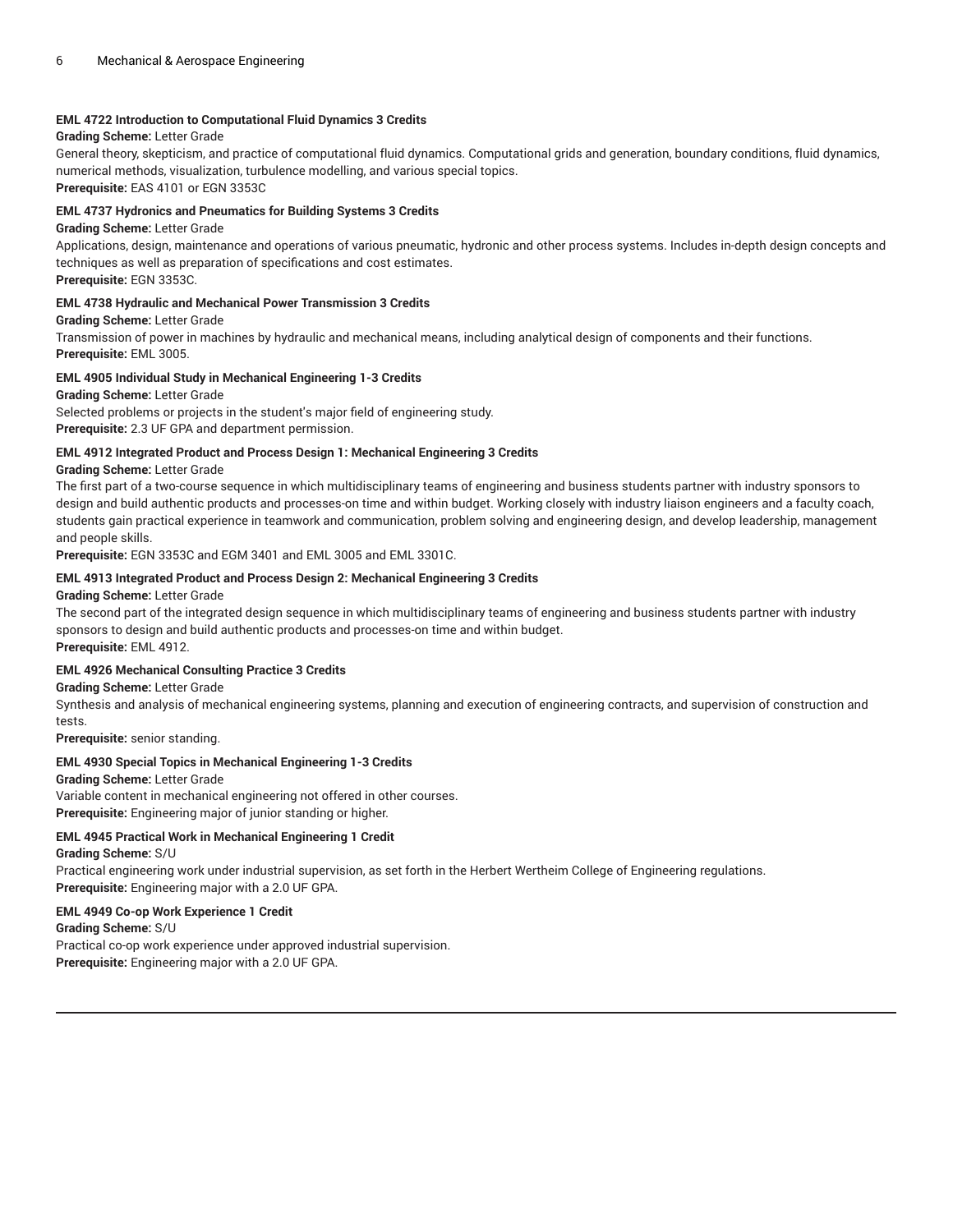**EML 4722 Introduction to Computational Fluid Dynamics 3 Credits**

**Grading Scheme:** Letter Grade

General theory, skepticism, and practice of computational fluid dynamics. Computational grids and generation, boundary conditions, fluid dynamics, numerical methods, visualization, turbulence modelling, and various special topics.

**Prerequisite:** EAS 4101 or EGN 3353C

**EML 4737 Hydronics and Pneumatics for Building Systems 3 Credits**

**Grading Scheme:** Letter Grade

Applications, design, maintenance and operations of various pneumatic, hydronic and other process systems. Includes in-depth design concepts and techniques as well as preparation of specifications and cost estimates.

**Prerequisite:** EGN 3353C.

**EML 4738 Hydraulic and Mechanical Power Transmission 3 Credits**

**Grading Scheme:** Letter Grade

Transmission of power in machines by hydraulic and mechanical means, including analytical design of components and their functions.

**Prerequisite:** EML 3005.

**EML 4905 Individual Study in Mechanical Engineering 1-3 Credits**

**Grading Scheme:** Letter Grade

Selected problems or projects in the student's major field of engineering study.

**Prerequisite:** 2.3 UF GPA and department permission.

**EML 4912 Integrated Product and Process Design 1: Mechanical Engineering 3 Credits**

**Grading Scheme:** Letter Grade

The first part of a two-course sequence in which multidisciplinary teams of engineering and business students partner with industry sponsors to design and build authentic products and processes-on time and within budget. Working closely with industry liaison engineers and a faculty coach, students gain practical experience in teamwork and communication, problem solving and engineering design, and develop leadership, management and people skills.

**Prerequisite:** EGN 3353C and EGM 3401 and EML 3005 and EML 3301C.

**EML 4913 Integrated Product and Process Design 2: Mechanical Engineering 3 Credits**

**Grading Scheme:** Letter Grade

The second part of the integrated design sequence in which multidisciplinary teams of engineering and business students partner with industry sponsors to design and build authentic products and processes-on time and within budget.

**Prerequisite:** EML 4912.

**EML 4926 Mechanical Consulting Practice 3 Credits**

**Grading Scheme:** Letter Grade

Synthesis and analysis of mechanical engineering systems, planning and execution of engineering contracts, and supervision of construction and tests.

**Prerequisite:** senior standing.

**EML 4930 Special Topics in Mechanical Engineering 1-3 Credits**

**Grading Scheme:** Letter Grade

Variable content in mechanical engineering not offered in other courses.

**Prerequisite:** Engineering major of junior standing or higher.

**EML 4945 Practical Work in Mechanical Engineering 1 Credit**

**Grading Scheme:** S/U

Practical engineering work under industrial supervision, as set forth in the Herbert Wertheim College of Engineering regulations.

**Prerequisite:** Engineering major with a 2.0 UF GPA.

**EML 4949 Co-op Work Experience 1 Credit**

**Grading Scheme:** S/U

Practical co-op work experience under approved industrial supervision.

**Prerequisite:** Engineering major with a 2.0 UF GPA.